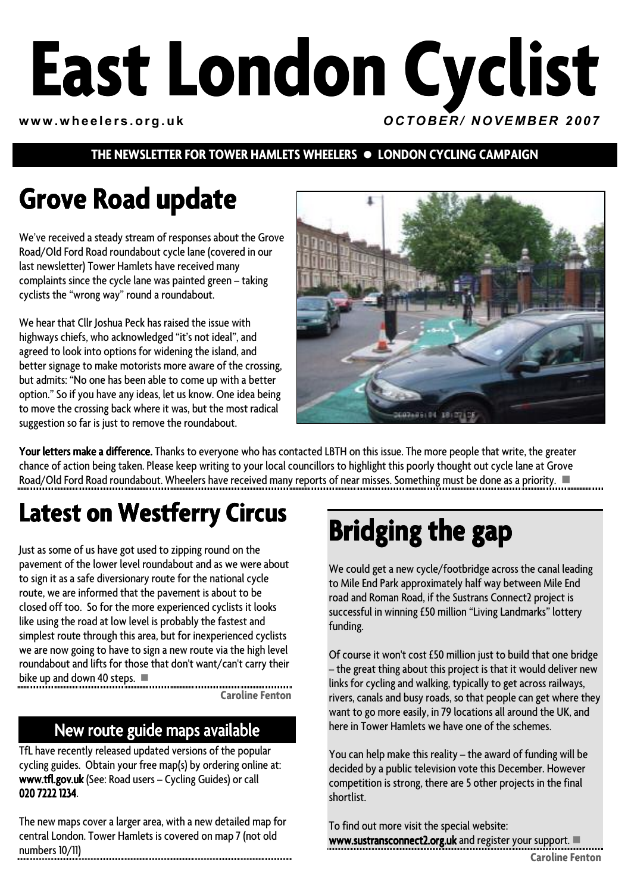# East London Cyclist

www.wheelers.org.uk

*OCTOBER/ NOVEMBER 2007*

**THE NEWSLETTER FOR TOWER HAMLETS WHEELERS ● LONDON CYCLING CAMPAIGN**

## Grove Road update

We've received a steady stream of responses about the Grove Road/Old Ford Road roundabout cycle lane (covered in our last newsletter) Tower Hamlets have received many complaints since the cycle lane was painted green – taking cyclists the "wrong way" round a roundabout.

We hear that Cllr Joshua Peck has raised the issue with highways chiefs, who acknowledged "it's not ideal", and agreed to look into options for widening the island, and better signage to make motorists more aware of the crossing, but admits: "No one has been able to come up with a better option." So if you have any ideas, let us know. One idea being to move the crossing back where it was, but the most radical suggestion so far is just to remove the roundabout.

**Your letters make a difference.** Thanks to everyone who has contacted LBTH on this issue. The more people that write, the greater chance of action being taken. Please keep writing to your local councillors to highlight this poorly thought out cycle lane at Grove Road/Old Ford Road roundabout. Wheelers have received many reports of near misses. Something must be done as a priority. ■

## Latest on Westferry Circus

Just as some of us have got used to zipping round on the pavement of the lower level roundabout and as we were about to sign it as a safe diversionary route for the national cycle route, we are informed that the pavement is about to be closed off too. So for the more experienced cyclists it looks like using the road at low level is probably the fastest and simplest route through this area, but for inexperienced cyclists we are now going to have to sign a new route via the high level roundabout and lifts for those that don't want/can't carry their bike up and down 40 steps. ■

**Caroline Fenton**

### New route guide maps available

TfL have recently released updated versions of the popular cycling guides. Obtain your free map(s) by ordering online at: **www.tfl.gov.uk** (See: Road users – Cycling Guides) or call **020 7222 1234**.

The new maps cover a larger area, with a new detailed map for central London. Tower Hamlets is covered on map 7 (not old numbers 10/11)

## Bridging the gap

We could get a new cycle/footbridge across the canal leading to Mile End Park approximately half way between Mile End road and Roman Road, if the Sustrans Connect2 project is successful in winning £50 million "Living Landmarks" lottery funding.

Of course it won't cost £50 million just to build that one bridge – the great thing about this project is that it would deliver new links for cycling and walking, typically to get across railways, rivers, canals and busy roads, so that people can get where they want to go more easily, in 79 locations all around the UK, and here in Tower Hamlets we have one of the schemes.

You can help make this reality – the award of funding will be decided by a public television vote this December. However competition is strong, there are 5 other projects in the final shortlist.

To find out more visit the special website: **www.sustransconnect2.org.uk** and register your support. ■

**Caroline Fenton**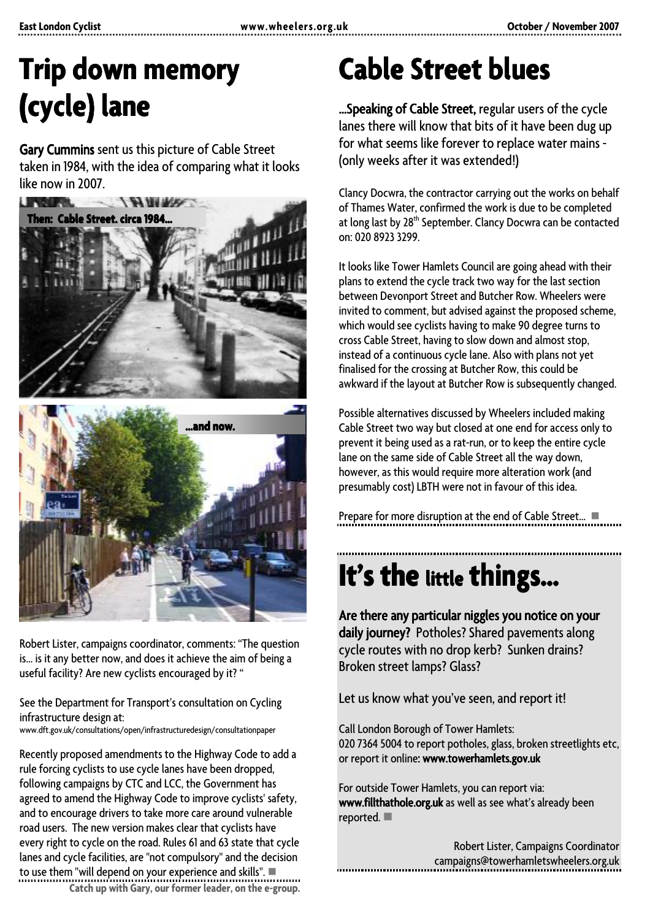# Trip down memory (cycle) lane

**Gary Cummins** sent us this picture of Cable Street taken in 1984, with the idea of comparing what it looks like now in 2007.

Then: Cable Street. circa 1984...

...and now.

Robert Lister, campaigns coordinator, comments: "The question is... is it any better now, and does it achieve the aim of being a useful facility? Are new cyclists encouraged by it? "

See the Department for Transport's consultation on Cycling infrastructure design at:
www.dft.gov.uk/consultations/open/infrastructuredesign/consultationpaper

Recently proposed amendments to the Highway Code to add a rule forcing cyclists to use cycle lanes have been dropped, following campaigns by CTC and LCC, the Government has agreed to amend the Highway Code to improve cyclists' safety, and to encourage drivers to take more care around vulnerable road users. The new version makes clear that cyclists have every right to cycle on the road. Rules 61 and 63 state that cycle lanes and cycle facilities, are "not compulsory" and the decision to use them "will depend on your experience and skills". ■

**Catch up with Gary, our former leader, on the e-group.**

# Cable Street blues

**...Speaking of Cable Street,** regular users of the cycle lanes there will know that bits of it have been dug up for what seems like forever to replace water mains - (only weeks after it was extended!)

Clancy Docwra, the contractor carrying out the works on behalf of Thames Water, confirmed the work is due to be completed at long last by 28th September. Clancy Docwra can be contacted on: 020 8923 3299.

It looks like Tower Hamlets Council are going ahead with their plans to extend the cycle track two way for the last section between Devonport Street and Butcher Row. Wheelers were invited to comment, but advised against the proposed scheme, which would see cyclists having to make 90 degree turns to cross Cable Street, having to slow down and almost stop, instead of a continuous cycle lane. Also with plans not yet finalised for the crossing at Butcher Row, this could be awkward if the layout at Butcher Row is subsequently changed.

Possible alternatives discussed by Wheelers included making Cable Street two way but closed at one end for access only to prevent it being used as a rat-run, or to keep the entire cycle lane on the same side of Cable Street all the way down, however, as this would require more alteration work (and presumably cost) LBTH were not in favour of this idea.

Prepare for more disruption at the end of Cable Street... ■

# It's the little things...

**Are there any particular niggles you notice on your daily journey?** Potholes? Shared pavements along cycle routes with no drop kerb? Sunken drains? Broken street lamps? Glass?

Let us know what you've seen, and report it!

Call London Borough of Tower Hamlets:
020 7364 5004 to report potholes, glass, broken streetlights etc, or report it online: **www.towerhamlets.gov.uk**

For outside Tower Hamlets, you can report via:
**www.fillthathole.org.uk** as well as see what's already been reported. ■

Robert Lister, Campaigns Coordinator
campaigns@towerhamletswheelers.org.uk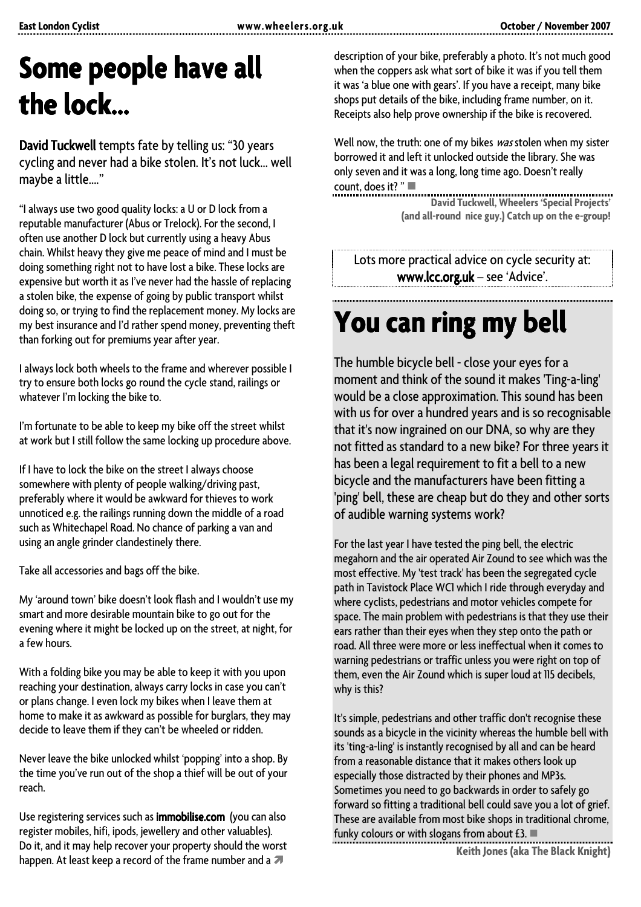# Some people have all the lock...

**David Tuckwell** tempts fate by telling us: "30 years cycling and never had a bike stolen. It's not luck... well maybe a little...."

"I always use two good quality locks: a U or D lock from a reputable manufacturer (Abus or Trelock). For the second, I often use another D lock but currently using a heavy Abus chain. Whilst heavy they give me peace of mind and I must be doing something right not to have lost a bike. These locks are expensive but worth it as I've never had the hassle of replacing a stolen bike, the expense of going by public transport whilst doing so, or trying to find the replacement money. My locks are my best insurance and I'd rather spend money, preventing theft than forking out for premiums year after year.

I always lock both wheels to the frame and wherever possible I try to ensure both locks go round the cycle stand, railings or whatever I'm locking the bike to.

I'm fortunate to be able to keep my bike off the street whilst at work but I still follow the same locking up procedure above.

If I have to lock the bike on the street I always choose somewhere with plenty of people walking/driving past, preferably where it would be awkward for thieves to work unnoticed e.g. the railings running down the middle of a road such as Whitechapel Road. No chance of parking a van and using an angle grinder clandestinely there.

Take all accessories and bags off the bike.

My 'around town' bike doesn't look flash and I wouldn't use my smart and more desirable mountain bike to go out for the evening where it might be locked up on the street, at night, for a few hours.

With a folding bike you may be able to keep it with you upon reaching your destination, always carry locks in case you can't or plans change. I even lock my bikes when I leave them at home to make it as awkward as possible for burglars, they may decide to leave them if they can't be wheeled or ridden.

Never leave the bike unlocked whilst 'popping' into a shop. By the time you've run out of the shop a thief will be out of your reach.

Use registering services such as **immobilise.com** (you can also register mobiles, hifi, ipods, jewellery and other valuables). Do it, and it may help recover your property should the worst happen. At least keep a record of the frame number and a description of your bike, preferably a photo. It's not much good when the coppers ask what sort of bike it was if you tell them it was 'a blue one with gears'. If you have a receipt, many bike shops put details of the bike, including frame number, on it. Receipts also help prove ownership if the bike is recovered.

Well now, the truth: one of my bikes *was* stolen when my sister borrowed it and left it unlocked outside the library. She was only seven and it was a long, long time ago. Doesn't really count, does it? " ■

**David Tuckwell, Wheelers 'Special Projects' (and all-round nice guy.) Catch up on the e-group!**

Lots more practical advice on cycle security at: **www.lcc.org.uk** – see 'Advice'.

# You can ring my bell

The humble bicycle bell - close your eyes for a moment and think of the sound it makes 'Ting-a-ling' would be a close approximation. This sound has been with us for over a hundred years and is so recognisable that it's now ingrained on our DNA, so why are they not fitted as standard to a new bike? For three years it has been a legal requirement to fit a bell to a new bicycle and the manufacturers have been fitting a 'ping' bell, these are cheap but do they and other sorts of audible warning systems work?

For the last year I have tested the ping bell, the electric megahorn and the air operated Air Zound to see which was the most effective. My 'test track' has been the segregated cycle path in Tavistock Place WC1 which I ride through everyday and where cyclists, pedestrians and motor vehicles compete for space. The main problem with pedestrians is that they use their ears rather than their eyes when they step onto the path or road. All three were more or less ineffectual when it comes to warning pedestrians or traffic unless you were right on top of them, even the Air Zound which is super loud at 115 decibels, why is this?

It's simple, pedestrians and other traffic don't recognise these sounds as a bicycle in the vicinity whereas the humble bell with its 'ting-a-ling' is instantly recognised by all and can be heard from a reasonable distance that it makes others look up especially those distracted by their phones and MP3s. Sometimes you need to go backwards in order to safely go forward so fitting a traditional bell could save you a lot of grief. These are available from most bike shops in traditional chrome, funky colours or with slogans from about £3. ■

**Keith Jones (aka The Black Knight)**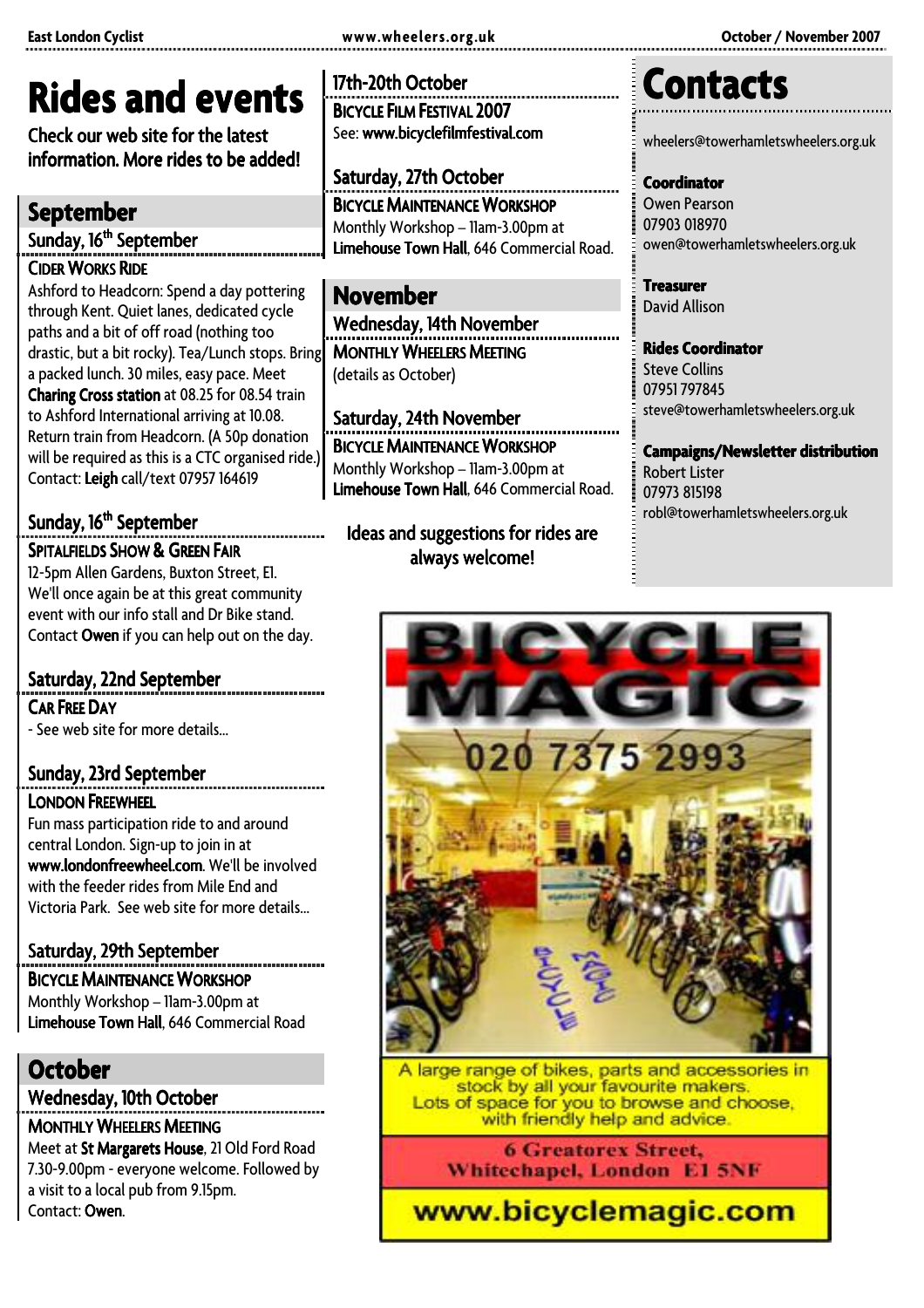# Rides and events

Check our web site for the latest information. More rides to be added!

## September

### Sunday, 16th September

**CIDER WORKS RIDE**

Ashford to Headcorn: Spend a day pottering through Kent. Quiet lanes, dedicated cycle paths and a bit of off road (nothing too drastic, but a bit rocky). Tea/Lunch stops. Bring a packed lunch. 30 miles, easy pace. Meet **Charing Cross station** at 08.25 for 08.54 train to Ashford International arriving at 10.08. Return train from Headcorn. (A 50p donation will be required as this is a CTC organised ride.) Contact: **Leigh** call/text 07957 164619

### Sunday, 16th September

**SPITALFIELDS SHOW & GREEN FAIR**

12-5pm Allen Gardens, Buxton Street, E1. We'll once again be at this great community event with our info stall and Dr Bike stand. Contact **Owen** if you can help out on the day.

### Saturday, 22nd September

**CAR FREE DAY**

- See web site for more details...

### Sunday, 23rd September

**LONDON FREEWHEEL**

Fun mass participation ride to and around central London. Sign-up to join in at **www.londonfreewheel.com**. We'll be involved with the feeder rides from Mile End and Victoria Park. See web site for more details...

### Saturday, 29th September

**BICYCLE MAINTENANCE WORKSHOP**

Monthly Workshop – 11am-3.00pm at **Limehouse Town Hall**, 646 Commercial Road

## October

### Wednesday, 10th October

**MONTHLY WHEELERS MEETING**

Meet at **St Margarets House**, 21 Old Ford Road 7.30-9.00pm - everyone welcome. Followed by a visit to a local pub from 9.15pm. Contact: **Owen**.

### 17th-20th October

**BICYCLE FILM FESTIVAL 2007**

See: **www.bicyclefilmfestival.com**

### Saturday, 27th October

**BICYCLE MAINTENANCE WORKSHOP**

Monthly Workshop – 11am-3.00pm at **Limehouse Town Hall**, 646 Commercial Road.

## November

### Wednesday, 14th November

**MONTHLY WHEELERS MEETING**

(details as October)

### Saturday, 24th November

**BICYCLE MAINTENANCE WORKSHOP**

Monthly Workshop – 11am-3.00pm at **Limehouse Town Hall**, 646 Commercial Road.

Ideas and suggestions for rides are always welcome!

# Contacts

wheelers@towerhamletswheelers.org.uk

**Coordinator**
Owen Pearson
07903 018970
owen@towerhamletswheelers.org.uk

**Treasurer**
David Allison

**Rides Coordinator**
Steve Collins
07951 797845
steve@towerhamletswheelers.org.uk

**Campaigns/Newsletter distribution**
Robert Lister
07973 815198
robl@towerhamletswheelers.org.uk

**BICYCLE MAGIC**

020 7375 2993

A large range of bikes, parts and accessories in stock by all your favourite makers. Lots of space for you to browse and choose, with friendly help and advice.

6 Greatorex Street, Whitechapel, London E1 5NF

www.bicyclemagic.com